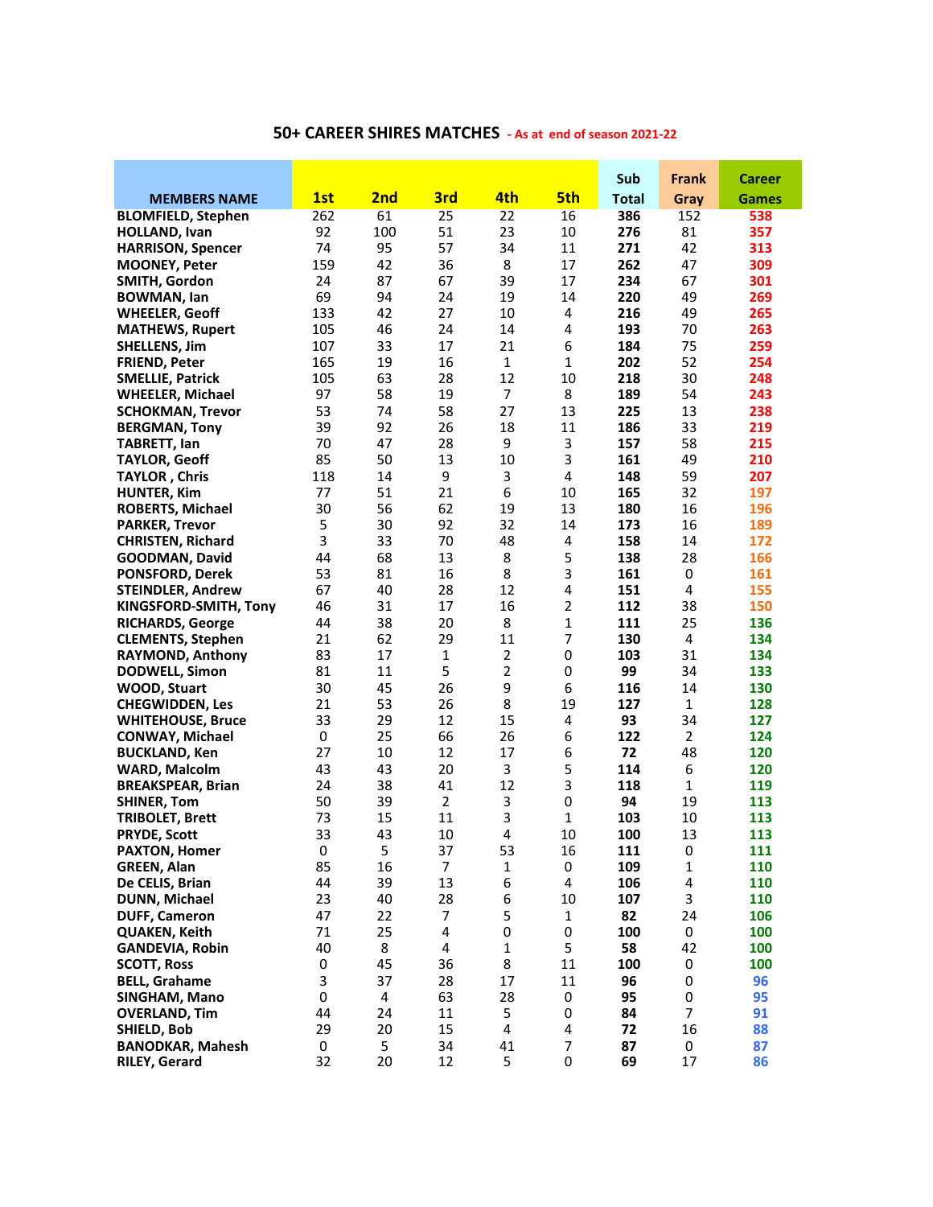## 50+ CAREER SHIRES MATCHES - As at end of season 2021-22

| MEMBERS NAME | 1st | 2nd | 3rd | 4th | 5th | Sub Total | Frank Gray | Career Games |
|---|---|---|---|---|---|---|---|---|
| BLOMFIELD, Stephen | 262 | 61 | 25 | 22 | 16 | 386 | 152 | 538 |
| HOLLAND, Ivan | 92 | 100 | 51 | 23 | 10 | 276 | 81 | 357 |
| HARRISON, Spencer | 74 | 95 | 57 | 34 | 11 | 271 | 42 | 313 |
| MOONEY, Peter | 159 | 42 | 36 | 8 | 17 | 262 | 47 | 309 |
| SMITH, Gordon | 24 | 87 | 67 | 39 | 17 | 234 | 67 | 301 |
| BOWMAN, Ian | 69 | 94 | 24 | 19 | 14 | 220 | 49 | 269 |
| WHEELER, Geoff | 133 | 42 | 27 | 10 | 4 | 216 | 49 | 265 |
| MATHEWS, Rupert | 105 | 46 | 24 | 14 | 4 | 193 | 70 | 263 |
| SHELLENS, Jim | 107 | 33 | 17 | 21 | 6 | 184 | 75 | 259 |
| FRIEND, Peter | 165 | 19 | 16 | 1 | 1 | 202 | 52 | 254 |
| SMELLIE, Patrick | 105 | 63 | 28 | 12 | 10 | 218 | 30 | 248 |
| WHEELER, Michael | 97 | 58 | 19 | 7 | 8 | 189 | 54 | 243 |
| SCHOKMAN, Trevor | 53 | 74 | 58 | 27 | 13 | 225 | 13 | 238 |
| BERGMAN, Tony | 39 | 92 | 26 | 18 | 11 | 186 | 33 | 219 |
| TABRETT, Ian | 70 | 47 | 28 | 9 | 3 | 157 | 58 | 215 |
| TAYLOR, Geoff | 85 | 50 | 13 | 10 | 3 | 161 | 49 | 210 |
| TAYLOR , Chris | 118 | 14 | 9 | 3 | 4 | 148 | 59 | 207 |
| HUNTER, Kim | 77 | 51 | 21 | 6 | 10 | 165 | 32 | 197 |
| ROBERTS, Michael | 30 | 56 | 62 | 19 | 13 | 180 | 16 | 196 |
| PARKER, Trevor | 5 | 30 | 92 | 32 | 14 | 173 | 16 | 189 |
| CHRISTEN, Richard | 3 | 33 | 70 | 48 | 4 | 158 | 14 | 172 |
| GOODMAN, David | 44 | 68 | 13 | 8 | 5 | 138 | 28 | 166 |
| PONSFORD, Derek | 53 | 81 | 16 | 8 | 3 | 161 | 0 | 161 |
| STEINDLER, Andrew | 67 | 40 | 28 | 12 | 4 | 151 | 4 | 155 |
| KINGSFORD-SMITH, Tony | 46 | 31 | 17 | 16 | 2 | 112 | 38 | 150 |
| RICHARDS, George | 44 | 38 | 20 | 8 | 1 | 111 | 25 | 136 |
| CLEMENTS, Stephen | 21 | 62 | 29 | 11 | 7 | 130 | 4 | 134 |
| RAYMOND, Anthony | 83 | 17 | 1 | 2 | 0 | 103 | 31 | 134 |
| DODWELL, Simon | 81 | 11 | 5 | 2 | 0 | 99 | 34 | 133 |
| WOOD, Stuart | 30 | 45 | 26 | 9 | 6 | 116 | 14 | 130 |
| CHEGWIDDEN, Les | 21 | 53 | 26 | 8 | 19 | 127 | 1 | 128 |
| WHITEHOUSE, Bruce | 33 | 29 | 12 | 15 | 4 | 93 | 34 | 127 |
| CONWAY, Michael | 0 | 25 | 66 | 26 | 6 | 122 | 2 | 124 |
| BUCKLAND, Ken | 27 | 10 | 12 | 17 | 6 | 72 | 48 | 120 |
| WARD, Malcolm | 43 | 43 | 20 | 3 | 5 | 114 | 6 | 120 |
| BREAKSPEAR, Brian | 24 | 38 | 41 | 12 | 3 | 118 | 1 | 119 |
| SHINER, Tom | 50 | 39 | 2 | 3 | 0 | 94 | 19 | 113 |
| TRIBOLET, Brett | 73 | 15 | 11 | 3 | 1 | 103 | 10 | 113 |
| PRYDE, Scott | 33 | 43 | 10 | 4 | 10 | 100 | 13 | 113 |
| PAXTON, Homer | 0 | 5 | 37 | 53 | 16 | 111 | 0 | 111 |
| GREEN, Alan | 85 | 16 | 7 | 1 | 0 | 109 | 1 | 110 |
| De CELIS, Brian | 44 | 39 | 13 | 6 | 4 | 106 | 4 | 110 |
| DUNN, Michael | 23 | 40 | 28 | 6 | 10 | 107 | 3 | 110 |
| DUFF, Cameron | 47 | 22 | 7 | 5 | 1 | 82 | 24 | 106 |
| QUAKEN, Keith | 71 | 25 | 4 | 0 | 0 | 100 | 0 | 100 |
| GANDEVIA, Robin | 40 | 8 | 4 | 1 | 5 | 58 | 42 | 100 |
| SCOTT, Ross | 0 | 45 | 36 | 8 | 11 | 100 | 0 | 100 |
| BELL, Grahame | 3 | 37 | 28 | 17 | 11 | 96 | 0 | 96 |
| SINGHAM, Mano | 0 | 4 | 63 | 28 | 0 | 95 | 0 | 95 |
| OVERLAND, Tim | 44 | 24 | 11 | 5 | 0 | 84 | 7 | 91 |
| SHIELD, Bob | 29 | 20 | 15 | 4 | 4 | 72 | 16 | 88 |
| BANODKAR, Mahesh | 0 | 5 | 34 | 41 | 7 | 87 | 0 | 87 |
| RILEY, Gerard | 32 | 20 | 12 | 5 | 0 | 69 | 17 | 86 |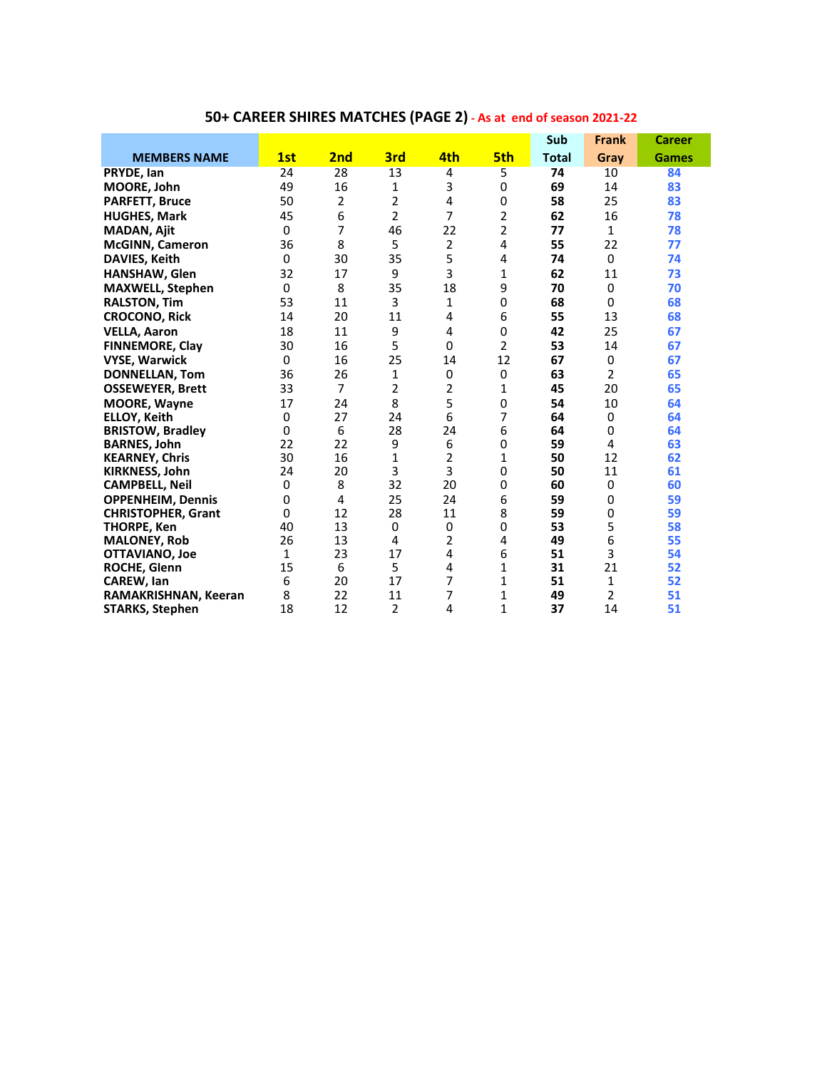## 50+ CAREER SHIRES MATCHES (PAGE 2) - As at end of season 2021-22

| MEMBERS NAME | 1st | 2nd | 3rd | 4th | 5th | Sub Total | Frank Gray | Career Games |
|---|---|---|---|---|---|---|---|---|
| PRYDE, Ian | 24 | 28 | 13 | 4 | 5 | 74 | 10 | 84 |
| MOORE, John | 49 | 16 | 1 | 3 | 0 | 69 | 14 | 83 |
| PARFETT, Bruce | 50 | 2 | 2 | 4 | 0 | 58 | 25 | 83 |
| HUGHES, Mark | 45 | 6 | 2 | 7 | 2 | 62 | 16 | 78 |
| MADAN, Ajit | 0 | 7 | 46 | 22 | 2 | 77 | 1 | 78 |
| McGINN, Cameron | 36 | 8 | 5 | 2 | 4 | 55 | 22 | 77 |
| DAVIES, Keith | 0 | 30 | 35 | 5 | 4 | 74 | 0 | 74 |
| HANSHAW, Glen | 32 | 17 | 9 | 3 | 1 | 62 | 11 | 73 |
| MAXWELL, Stephen | 0 | 8 | 35 | 18 | 9 | 70 | 0 | 70 |
| RALSTON, Tim | 53 | 11 | 3 | 1 | 0 | 68 | 0 | 68 |
| CROCONO, Rick | 14 | 20 | 11 | 4 | 6 | 55 | 13 | 68 |
| VELLA, Aaron | 18 | 11 | 9 | 4 | 0 | 42 | 25 | 67 |
| FINNEMORE, Clay | 30 | 16 | 5 | 0 | 2 | 53 | 14 | 67 |
| VYSE, Warwick | 0 | 16 | 25 | 14 | 12 | 67 | 0 | 67 |
| DONNELLAN, Tom | 36 | 26 | 1 | 0 | 0 | 63 | 2 | 65 |
| OSSEWEYER, Brett | 33 | 7 | 2 | 2 | 1 | 45 | 20 | 65 |
| MOORE, Wayne | 17 | 24 | 8 | 5 | 0 | 54 | 10 | 64 |
| ELLOY, Keith | 0 | 27 | 24 | 6 | 7 | 64 | 0 | 64 |
| BRISTOW, Bradley | 0 | 6 | 28 | 24 | 6 | 64 | 0 | 64 |
| BARNES, John | 22 | 22 | 9 | 6 | 0 | 59 | 4 | 63 |
| KEARNEY, Chris | 30 | 16 | 1 | 2 | 1 | 50 | 12 | 62 |
| KIRKNESS, John | 24 | 20 | 3 | 3 | 0 | 50 | 11 | 61 |
| CAMPBELL, Neil | 0 | 8 | 32 | 20 | 0 | 60 | 0 | 60 |
| OPPENHEIM, Dennis | 0 | 4 | 25 | 24 | 6 | 59 | 0 | 59 |
| CHRISTOPHER, Grant | 0 | 12 | 28 | 11 | 8 | 59 | 0 | 59 |
| THORPE, Ken | 40 | 13 | 0 | 0 | 0 | 53 | 5 | 58 |
| MALONEY, Rob | 26 | 13 | 4 | 2 | 4 | 49 | 6 | 55 |
| OTTAVIANO, Joe | 1 | 23 | 17 | 4 | 6 | 51 | 3 | 54 |
| ROCHE, Glenn | 15 | 6 | 5 | 4 | 1 | 31 | 21 | 52 |
| CAREW, Ian | 6 | 20 | 17 | 7 | 1 | 51 | 1 | 52 |
| RAMAKRISHNAN, Keeran | 8 | 22 | 11 | 7 | 1 | 49 | 2 | 51 |
| STARKS, Stephen | 18 | 12 | 2 | 4 | 1 | 37 | 14 | 51 |